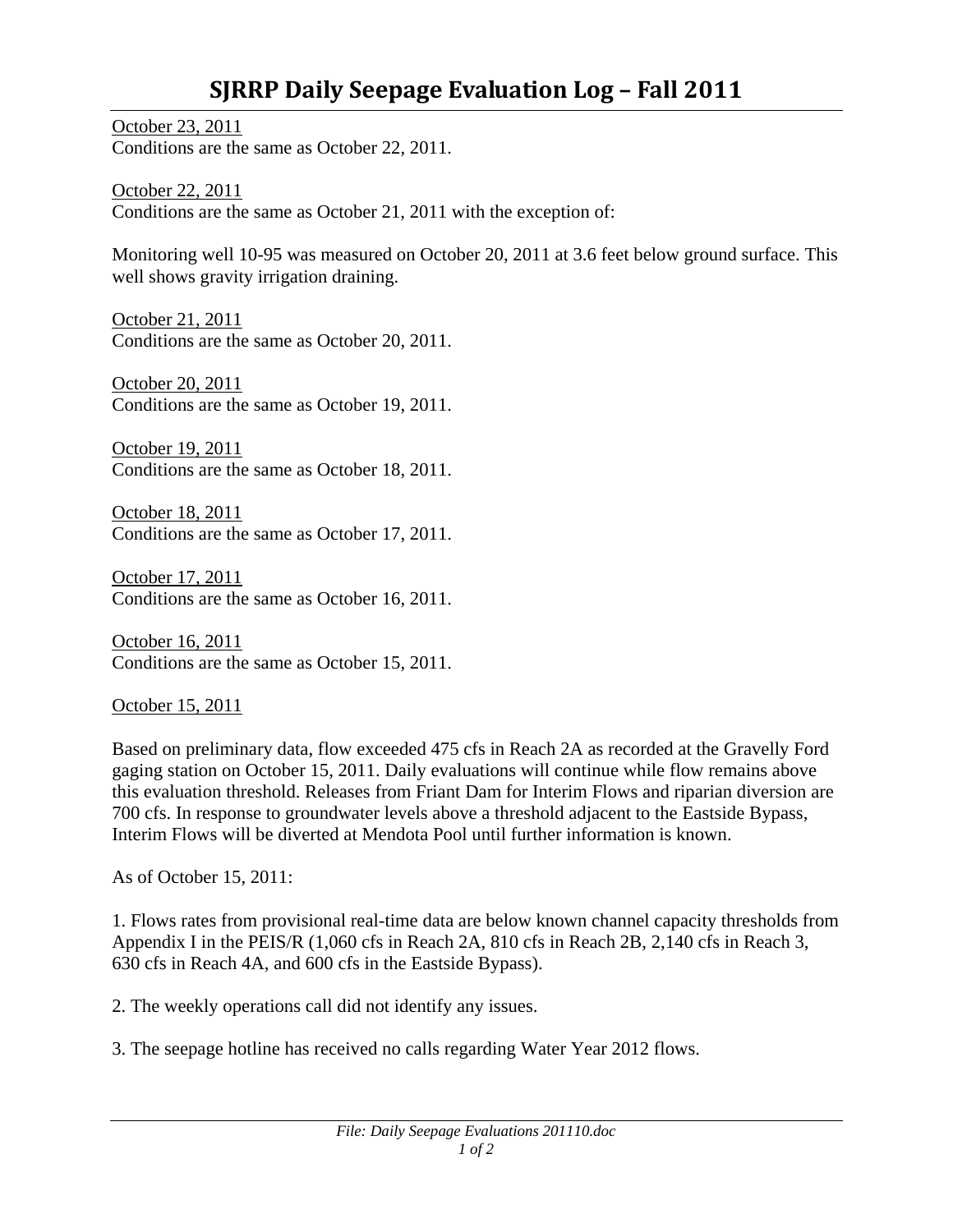# SJRRP Daily Seepage Evaluation Log – Fall 2011

October 23, 2011
Conditions are the same as October 22, 2011.

October 22, 2011
Conditions are the same as October 21, 2011 with the exception of:

Monitoring well 10-95 was measured on October 20, 2011 at 3.6 feet below ground surface. This well shows gravity irrigation draining.

October 21, 2011
Conditions are the same as October 20, 2011.

October 20, 2011
Conditions are the same as October 19, 2011.

October 19, 2011
Conditions are the same as October 18, 2011.

October 18, 2011
Conditions are the same as October 17, 2011.

October 17, 2011
Conditions are the same as October 16, 2011.

October 16, 2011
Conditions are the same as October 15, 2011.

October 15, 2011

Based on preliminary data, flow exceeded 475 cfs in Reach 2A as recorded at the Gravelly Ford gaging station on October 15, 2011. Daily evaluations will continue while flow remains above this evaluation threshold. Releases from Friant Dam for Interim Flows and riparian diversion are 700 cfs. In response to groundwater levels above a threshold adjacent to the Eastside Bypass, Interim Flows will be diverted at Mendota Pool until further information is known.

As of October 15, 2011:

1. Flows rates from provisional real-time data are below known channel capacity thresholds from Appendix I in the PEIS/R (1,060 cfs in Reach 2A, 810 cfs in Reach 2B, 2,140 cfs in Reach 3, 630 cfs in Reach 4A, and 600 cfs in the Eastside Bypass).

2. The weekly operations call did not identify any issues.

3. The seepage hotline has received no calls regarding Water Year 2012 flows.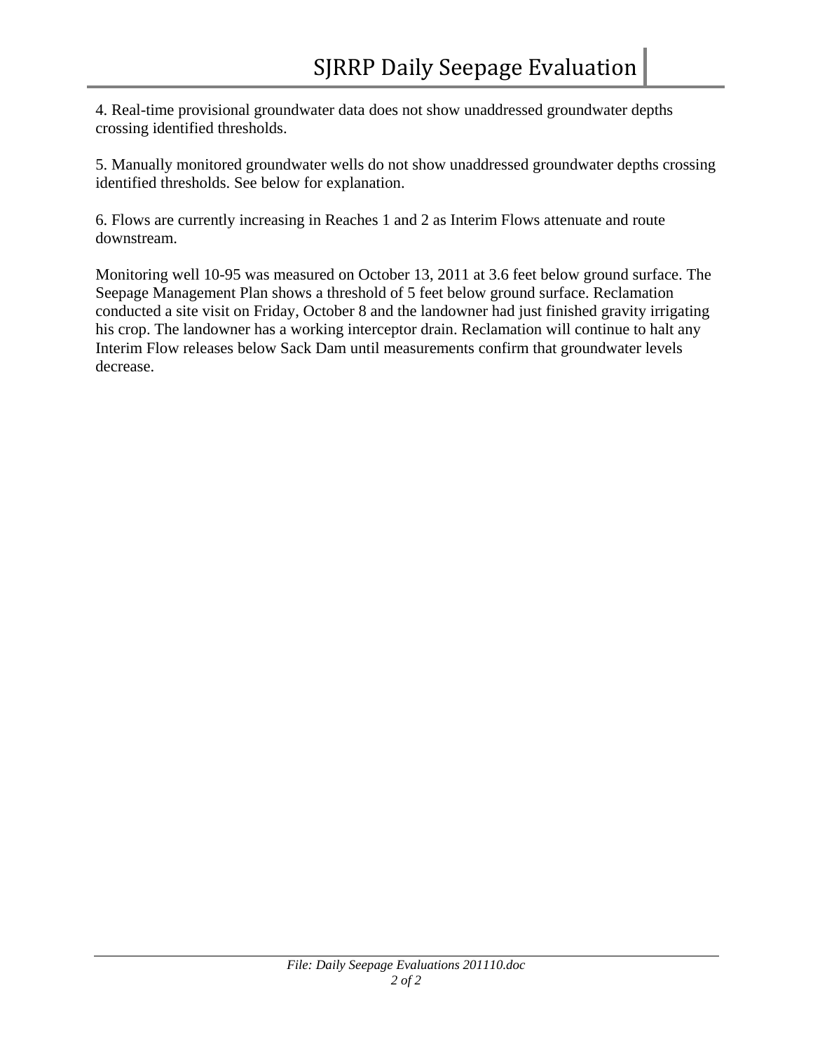4. Real-time provisional groundwater data does not show unaddressed groundwater depths crossing identified thresholds.

5. Manually monitored groundwater wells do not show unaddressed groundwater depths crossing identified thresholds. See below for explanation.

6. Flows are currently increasing in Reaches 1 and 2 as Interim Flows attenuate and route downstream.

Monitoring well 10-95 was measured on October 13, 2011 at 3.6 feet below ground surface. The Seepage Management Plan shows a threshold of 5 feet below ground surface. Reclamation conducted a site visit on Friday, October 8 and the landowner had just finished gravity irrigating his crop. The landowner has a working interceptor drain. Reclamation will continue to halt any Interim Flow releases below Sack Dam until measurements confirm that groundwater levels decrease.